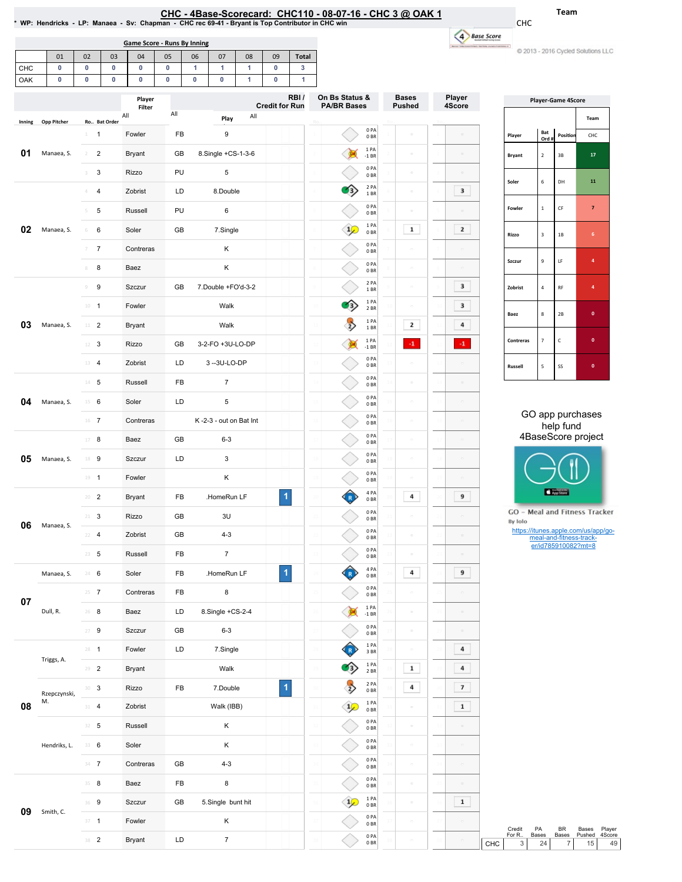# CHC - 4Base-Scorecard: CHC110 - 08-07-16 - CHC 3 @ OAK 1

* WP: Hendricks - LP: Manaea - Sv: Chapman - CHC rec 69-41 - Bryant is Top Contributor in CHC win

Team: CHC

© 2013 - 2016 Cycled Solutions LLC

**Game Score - Runs By Inning**

| | 01 | 02 | 03 | 04 | 05 | 06 | 07 | 08 | 09 | Total |
|---|---|---|---|---|---|---|---|---|---|---|
| CHC | 0 | 0 | 0 | 0 | 0 | 1 | 1 | 1 | 0 | 3 |
| OAK | 0 | 0 | 0 | 0 | 0 | 0 | 0 | 1 | 0 | 1 |

| Inning | Opp Pitcher | Ro.. | Bat Order | Player | | Play | RBI / Credit for Run | On Bs Status & PA/BR Bases | Bases Pushed | Player 4Score |
|---|---|---|---|---|---|---|---|---|---|---|
| 01 | Manaea, S. | 1 | 1 | Fowler | FB | 9 | | 0 PA 0 BR | | |
| | | 2 | 2 | Bryant | GB | 8.Single +CS-1-3-6 | | 1 PA -1 BR | | |
| | | 3 | 3 | Rizzo | PU | 5 | | 0 PA 0 BR | | |
| 02 | Manaea, S. | 4 | 4 | Zobrist | LD | 8.Double | | 2 PA 1 BR | | 3 |
| | | 5 | 5 | Russell | PU | 6 | | 0 PA 0 BR | | |
| | | 6 | 6 | Soler | GB | 7.Single | | 1 PA 0 BR | 1 | 2 |
| | | 7 | 7 | Contreras | | K | | 0 PA 0 BR | | |
| | | 8 | 8 | Baez | | K | | 0 PA 0 BR | | |
| 03 | Manaea, S. | 9 | 9 | Szczur | GB | 7.Double +FO'd-3-2 | | 2 PA 1 BR | | 3 |
| | | 10 | 1 | Fowler | | Walk | | 1 PA 2 BR | | 3 |
| | | 11 | 2 | Bryant | | Walk | | 1 PA 1 BR | 2 | 4 |
| | | 12 | 3 | Rizzo | GB | 3-2-FO +3U-LO-DP | | 1 PA -1 BR | -1 | -1 |
| | | 13 | 4 | Zobrist | LD | 3 --3U-LO-DP | | 0 PA 0 BR | | |
| 04 | Manaea, S. | 14 | 5 | Russell | FB | 7 | | 0 PA 0 BR | | |
| | | 15 | 6 | Soler | LD | 5 | | 0 PA 0 BR | | |
| | | 16 | 7 | Contreras | | K -2-3 - out on Bat Int | | 0 PA 0 BR | | |
| 05 | Manaea, S. | 17 | 8 | Baez | GB | 6-3 | | 0 PA 0 BR | | |
| | | 18 | 9 | Szczur | LD | 3 | | 0 PA 0 BR | | |
| | | 19 | 1 | Fowler | | K | | 0 PA 0 BR | | |
| 06 | Manaea, S. | 20 | 2 | Bryant | FB | .HomeRun LF | 1 | 4 PA 0 BR | 4 | 9 |
| | | 21 | 3 | Rizzo | GB | 3U | | 0 PA 0 BR | | |
| | | 22 | 4 | Zobrist | GB | 4-3 | | 0 PA 0 BR | | |
| | | 23 | 5 | Russell | FB | 7 | | 0 PA 0 BR | | |
| 07 | Manaea, S. | 24 | 6 | Soler | FB | .HomeRun LF | 1 | 4 PA 0 BR | 4 | 9 |
| | | 25 | 7 | Contreras | FB | 8 | | 0 PA 0 BR | | |
| | Dull, R. | 26 | 8 | Baez | LD | 8.Single +CS-2-4 | | 1 PA -1 BR | | |
| | | 27 | 9 | Szczur | GB | 6-3 | | 0 PA 0 BR | | |
| 08 | Triggs, A. | 28 | 1 | Fowler | LD | 7.Single | | 1 PA 3 BR | | 4 |
| | | 29 | 2 | Bryant | | Walk | | 1 PA 2 BR | 1 | 4 |
| | Rzepczynski, M. | 30 | 3 | Rizzo | FB | 7.Double | 1 | 2 PA 0 BR | 4 | 7 |
| | | 31 | 4 | Zobrist | | Walk (IBB) | | 1 PA 0 BR | | 1 |
| | | 32 | 5 | Russell | | K | | 0 PA 0 BR | | |
| | Hendriks, L. | 33 | 6 | Soler | | K | | 0 PA 0 BR | | |
| | | 34 | 7 | Contreras | GB | 4-3 | | 0 PA 0 BR | | |
| 09 | Smith, C. | 35 | 8 | Baez | FB | 8 | | 0 PA 0 BR | | |
| | | 36 | 9 | Szczur | GB | 5.Single bunt hit | | 1 PA 0 BR | | 1 |
| | | 37 | 1 | Fowler | | K | | 0 PA 0 BR | | |
| | | 38 | 2 | Bryant | LD | 7 | | 0 PA 0 BR | | |

| | Credit For R.. | PA Bases | BR Bases | Bases Pushed | Player 4Score |
|---|---|---|---|---|---|
| CHC | 3 | 24 | 7 | 15 | 49 |

**Player-Game 4Score**

| Player | Bat Ord # | Position | Team CHC |
|---|---|---|---|
| Bryant | 2 | 3B | 17 |
| Soler | 6 | DH | 11 |
| Fowler | 1 | CF | 7 |
| Rizzo | 3 | 1B | 6 |
| Szczur | 9 | LF | 4 |
| Zobrist | 4 | RF | 4 |
| Baez | 8 | 2B | 0 |
| Contreras | 7 | C | 0 |
| Russell | 5 | SS | 0 |

GO app purchases help fund 4BaseScore project

GO - Meal and Fitness Tracker
By Iolo
https://itunes.apple.com/us/app/go-meal-and-fitness-track-er/id785910082?mt=8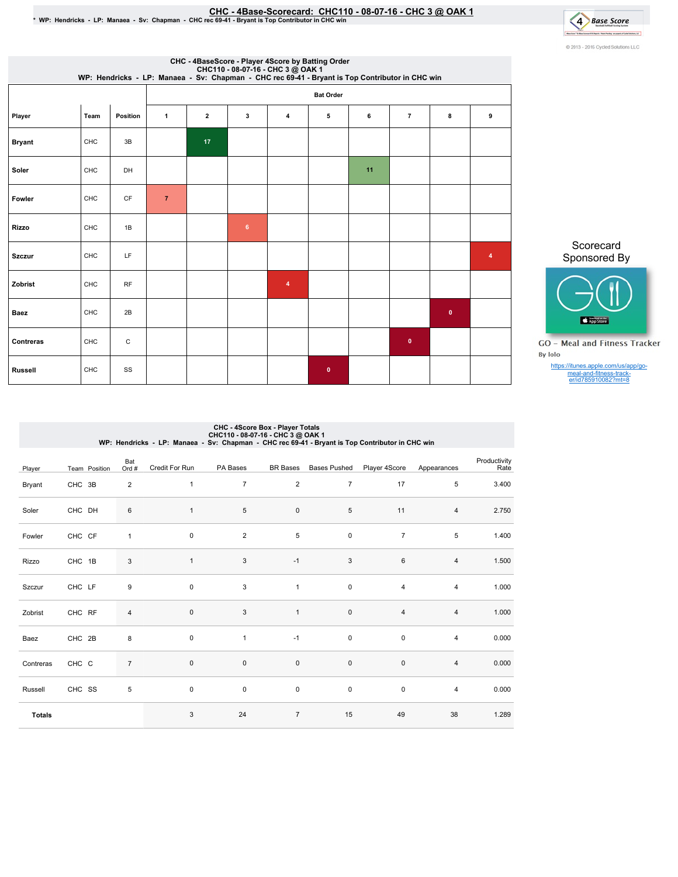# CHC - 4Base-Scorecard: CHC110 - 08-07-16 - CHC 3 @ OAK 1

* WP: Hendricks - LP: Manaea - Sv: Chapman - CHC rec 69-41 - Bryant is Top Contributor in CHC win

## CHC - 4BaseScore - Player 4Score by Batting Order

CHC110 - 08-07-16 - CHC 3 @ OAK 1

WP: Hendricks - LP: Manaea - Sv: Chapman - CHC rec 69-41 - Bryant is Top Contributor in CHC win

| Player | Team | Position | Bat Order 1 | 2 | 3 | 4 | 5 | 6 | 7 | 8 | 9 |
|---|---|---|---|---|---|---|---|---|---|---|---|
| Bryant | CHC | 3B | | 17 | | | | | | | |
| Soler | CHC | DH | | | | | | 11 | | | |
| Fowler | CHC | CF | 7 | | | | | | | | |
| Rizzo | CHC | 1B | | | 6 | | | | | | |
| Szczur | CHC | LF | | | | | | | | | 4 |
| Zobrist | CHC | RF | | | | 4 | | | | | |
| Baez | CHC | 2B | | | | | | | | 0 | |
| Contreras | CHC | C | | | | | | | 0 | | |
| Russell | CHC | SS | | | | | 0 | | | | |

Scorecard Sponsored By

GO - Meal and Fitness Tracker

By Iolo

https://itunes.apple.com/us/app/go-meal-and-fitness-track-er/id785910082?mt=8

## CHC - 4Score Box - Player Totals

CHC110 - 08-07-16 - CHC 3 @ OAK 1

WP: Hendricks - LP: Manaea - Sv: Chapman - CHC rec 69-41 - Bryant is Top Contributor in CHC win

| Player | Team | Position | Bat Ord # | Credit For Run | PA Bases | BR Bases | Bases Pushed | Player 4Score | Appearances | Productivity Rate |
|---|---|---|---|---|---|---|---|---|---|---|
| Bryant | CHC | 3B | 2 | 1 | 7 | 2 | 7 | 17 | 5 | 3.400 |
| Soler | CHC | DH | 6 | 1 | 5 | 0 | 5 | 11 | 4 | 2.750 |
| Fowler | CHC | CF | 1 | 0 | 2 | 5 | 0 | 7 | 5 | 1.400 |
| Rizzo | CHC | 1B | 3 | 1 | 3 | -1 | 3 | 6 | 4 | 1.500 |
| Szczur | CHC | LF | 9 | 0 | 3 | 1 | 0 | 4 | 4 | 1.000 |
| Zobrist | CHC | RF | 4 | 0 | 3 | 1 | 0 | 4 | 4 | 1.000 |
| Baez | CHC | 2B | 8 | 0 | 1 | -1 | 0 | 0 | 4 | 0.000 |
| Contreras | CHC | C | 7 | 0 | 0 | 0 | 0 | 0 | 4 | 0.000 |
| Russell | CHC | SS | 5 | 0 | 0 | 0 | 0 | 0 | 4 | 0.000 |
| **Totals** | | | | 3 | 24 | 7 | 15 | 49 | 38 | 1.289 |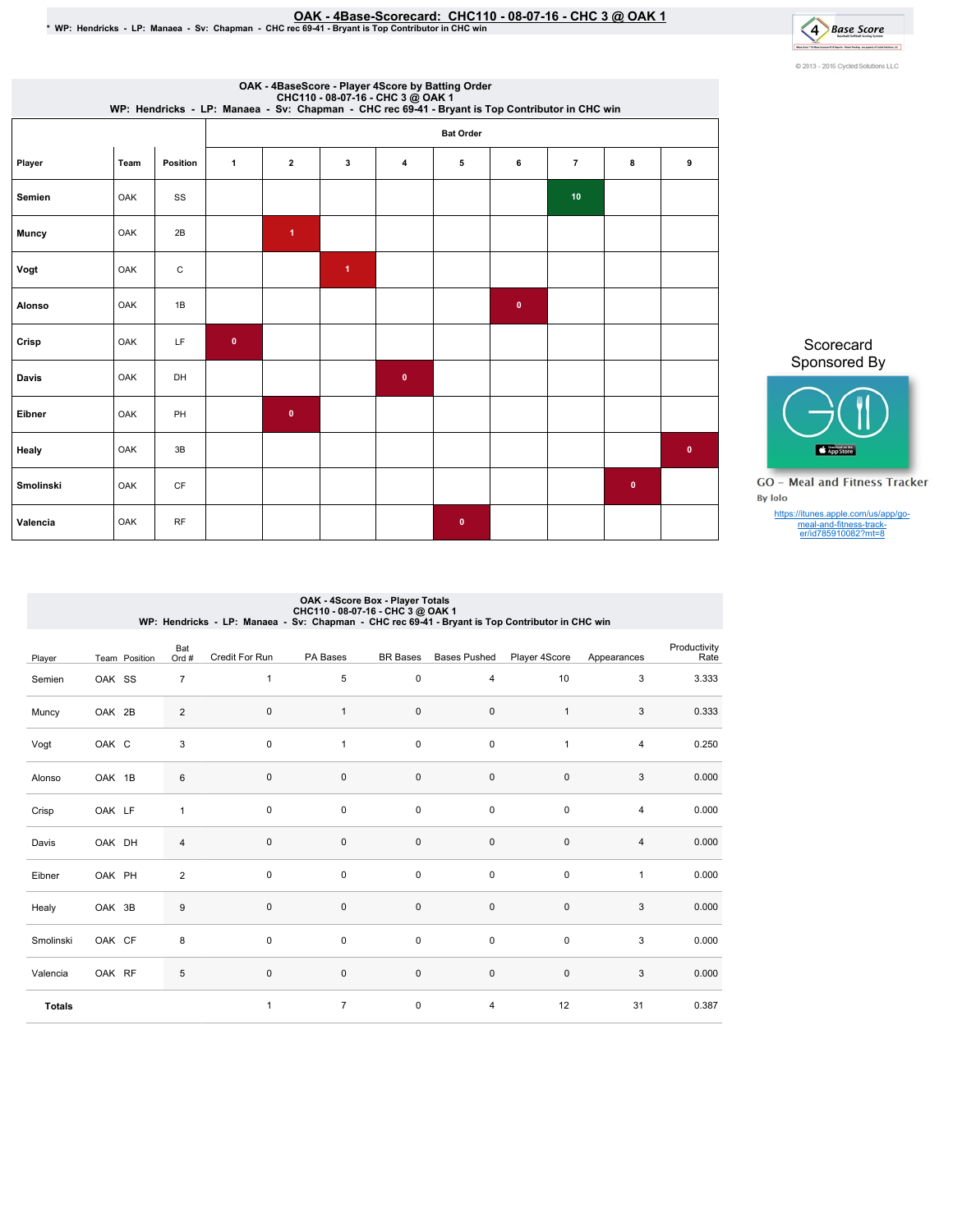# OAK - 4Base-Scorecard: CHC110 - 08-07-16 - CHC 3 @ OAK 1

\* WP: Hendricks - LP: Manaea - Sv: Chapman - CHC rec 69-41 - Bryant is Top Contributor in CHC win

© 2013 - 2016 Cycled Solutions LLC

## OAK - 4BaseScore - Player 4Score by Batting Order
CHC110 - 08-07-16 - CHC 3 @ OAK 1
WP: Hendricks - LP: Manaea - Sv: Chapman - CHC rec 69-41 - Bryant is Top Contributor in CHC win

| Player | Team | Position | Bat Order 1 | 2 | 3 | 4 | 5 | 6 | 7 | 8 | 9 |
|---|---|---|---|---|---|---|---|---|---|---|---|
| Semien | OAK | SS | | | | | | | 10 | | |
| Muncy | OAK | 2B | | 1 | | | | | | | |
| Vogt | OAK | C | | | 1 | | | | | | |
| Alonso | OAK | 1B | | | | | | 0 | | | |
| Crisp | OAK | LF | 0 | | | | | | | | |
| Davis | OAK | DH | | | | 0 | | | | | |
| Eibner | OAK | PH | | 0 | | | | | | | |
| Healy | OAK | 3B | | | | | | | | | 0 |
| Smolinski | OAK | CF | | | | | | | | 0 | |
| Valencia | OAK | RF | | | | | 0 | | | | |

Scorecard Sponsored By

GO - Meal and Fitness Tracker
By Iolo

https://itunes.apple.com/us/app/go-meal-and-fitness-tracker/id785910082?mt=8

## OAK - 4Score Box - Player Totals
CHC110 - 08-07-16 - CHC 3 @ OAK 1
WP: Hendricks - LP: Manaea - Sv: Chapman - CHC rec 69-41 - Bryant is Top Contributor in CHC win

| Player | Team | Position | Bat Ord # | Credit For Run | PA Bases | BR Bases | Bases Pushed | Player 4Score | Appearances | Productivity Rate |
|---|---|---|---|---|---|---|---|---|---|---|
| Semien | OAK | SS | 7 | 1 | 5 | 0 | 4 | 10 | 3 | 3.333 |
| Muncy | OAK | 2B | 2 | 0 | 1 | 0 | 0 | 1 | 3 | 0.333 |
| Vogt | OAK | C | 3 | 0 | 1 | 0 | 0 | 1 | 4 | 0.250 |
| Alonso | OAK | 1B | 6 | 0 | 0 | 0 | 0 | 0 | 3 | 0.000 |
| Crisp | OAK | LF | 1 | 0 | 0 | 0 | 0 | 0 | 4 | 0.000 |
| Davis | OAK | DH | 4 | 0 | 0 | 0 | 0 | 0 | 4 | 0.000 |
| Eibner | OAK | PH | 2 | 0 | 0 | 0 | 0 | 0 | 1 | 0.000 |
| Healy | OAK | 3B | 9 | 0 | 0 | 0 | 0 | 0 | 3 | 0.000 |
| Smolinski | OAK | CF | 8 | 0 | 0 | 0 | 0 | 0 | 3 | 0.000 |
| Valencia | OAK | RF | 5 | 0 | 0 | 0 | 0 | 0 | 3 | 0.000 |
| **Totals** | | | | 1 | 7 | 0 | 4 | 12 | 31 | 0.387 |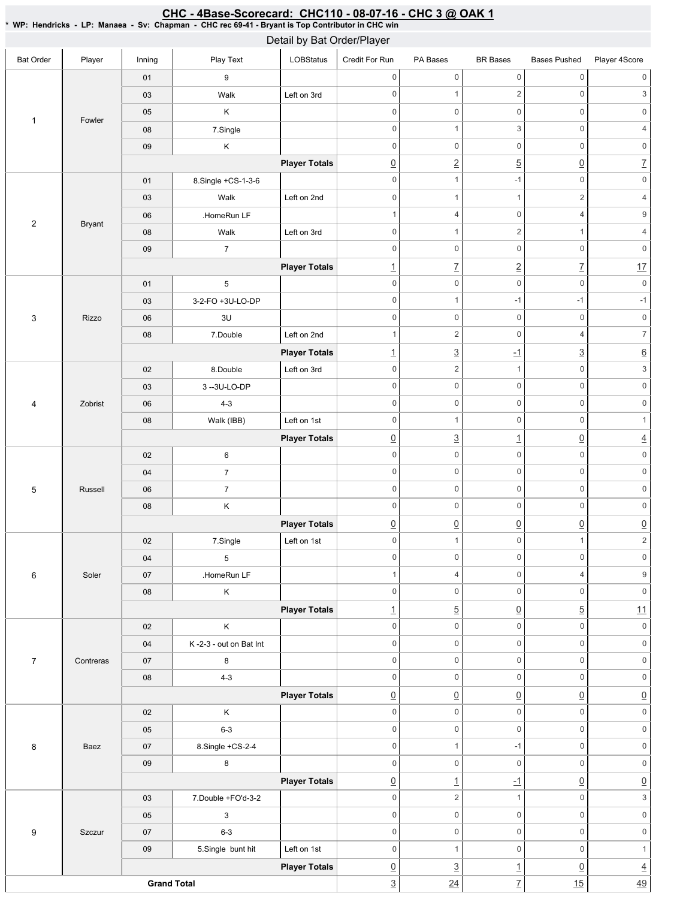# CHC - 4Base-Scorecard: CHC110 - 08-07-16 - CHC 3 @ OAK 1

* WP: Hendricks - LP: Manaea - Sv: Chapman - CHC rec 69-41 - Bryant is Top Contributor in CHC win

## Detail by Bat Order/Player

| Bat Order | Player | Inning | Play Text | LOBStatus | Credit For Run | PA Bases | BR Bases | Bases Pushed | Player 4Score |
|---|---|---|---|---|---|---|---|---|---|
| 1 | Fowler | 01 | 9 | | 0 | 0 | 0 | 0 | 0 |
| | | 03 | Walk | Left on 3rd | 0 | 1 | 2 | 0 | 3 |
| | | 05 | K | | 0 | 0 | 0 | 0 | 0 |
| | | 08 | 7.Single | | 0 | 1 | 3 | 0 | 4 |
| | | 09 | K | | 0 | 0 | 0 | 0 | 0 |
| | | | | **Player Totals** | 0 | 2 | 5 | 0 | 7 |
| 2 | Bryant | 01 | 8.Single +CS-1-3-6 | | 0 | 1 | -1 | 0 | 0 |
| | | 03 | Walk | Left on 2nd | 0 | 1 | 1 | 2 | 4 |
| | | 06 | .HomeRun LF | | 1 | 4 | 0 | 4 | 9 |
| | | 08 | Walk | Left on 3rd | 0 | 1 | 2 | 1 | 4 |
| | | 09 | 7 | | 0 | 0 | 0 | 0 | 0 |
| | | | | **Player Totals** | 1 | 7 | 2 | 7 | 17 |
| 3 | Rizzo | 01 | 5 | | 0 | 0 | 0 | 0 | 0 |
| | | 03 | 3-2-FO +3U-LO-DP | | 0 | 1 | -1 | -1 | -1 |
| | | 06 | 3U | | 0 | 0 | 0 | 0 | 0 |
| | | 08 | 7.Double | Left on 2nd | 1 | 2 | 0 | 4 | 7 |
| | | | | **Player Totals** | 1 | 3 | -1 | 3 | 6 |
| 4 | Zobrist | 02 | 8.Double | Left on 3rd | 0 | 2 | 1 | 0 | 3 |
| | | 03 | 3 --3U-LO-DP | | 0 | 0 | 0 | 0 | 0 |
| | | 06 | 4-3 | | 0 | 0 | 0 | 0 | 0 |
| | | 08 | Walk (IBB) | Left on 1st | 0 | 1 | 0 | 0 | 1 |
| | | | | **Player Totals** | 0 | 3 | 1 | 0 | 4 |
| 5 | Russell | 02 | 6 | | 0 | 0 | 0 | 0 | 0 |
| | | 04 | 7 | | 0 | 0 | 0 | 0 | 0 |
| | | 06 | 7 | | 0 | 0 | 0 | 0 | 0 |
| | | 08 | K | | 0 | 0 | 0 | 0 | 0 |
| | | | | **Player Totals** | 0 | 0 | 0 | 0 | 0 |
| 6 | Soler | 02 | 7.Single | Left on 1st | 0 | 1 | 0 | 1 | 2 |
| | | 04 | 5 | | 0 | 0 | 0 | 0 | 0 |
| | | 07 | .HomeRun LF | | 1 | 4 | 0 | 4 | 9 |
| | | 08 | K | | 0 | 0 | 0 | 0 | 0 |
| | | | | **Player Totals** | 1 | 5 | 0 | 5 | 11 |
| 7 | Contreras | 02 | K | | 0 | 0 | 0 | 0 | 0 |
| | | 04 | K -2-3 - out on Bat Int | | 0 | 0 | 0 | 0 | 0 |
| | | 07 | 8 | | 0 | 0 | 0 | 0 | 0 |
| | | 08 | 4-3 | | 0 | 0 | 0 | 0 | 0 |
| | | | | **Player Totals** | 0 | 0 | 0 | 0 | 0 |
| 8 | Baez | 02 | K | | 0 | 0 | 0 | 0 | 0 |
| | | 05 | 6-3 | | 0 | 0 | 0 | 0 | 0 |
| | | 07 | 8.Single +CS-2-4 | | 0 | 1 | -1 | 0 | 0 |
| | | 09 | 8 | | 0 | 0 | 0 | 0 | 0 |
| | | | | **Player Totals** | 0 | 1 | -1 | 0 | 0 |
| 9 | Szczur | 03 | 7.Double +FO'd-3-2 | | 0 | 2 | 1 | 0 | 3 |
| | | 05 | 3 | | 0 | 0 | 0 | 0 | 0 |
| | | 07 | 6-3 | | 0 | 0 | 0 | 0 | 0 |
| | | 09 | 5.Single bunt hit | Left on 1st | 0 | 1 | 0 | 0 | 1 |
| | | | | **Player Totals** | 0 | 3 | 1 | 0 | 4 |
| **Grand Total** | | | | | 3 | 24 | 7 | 15 | 49 |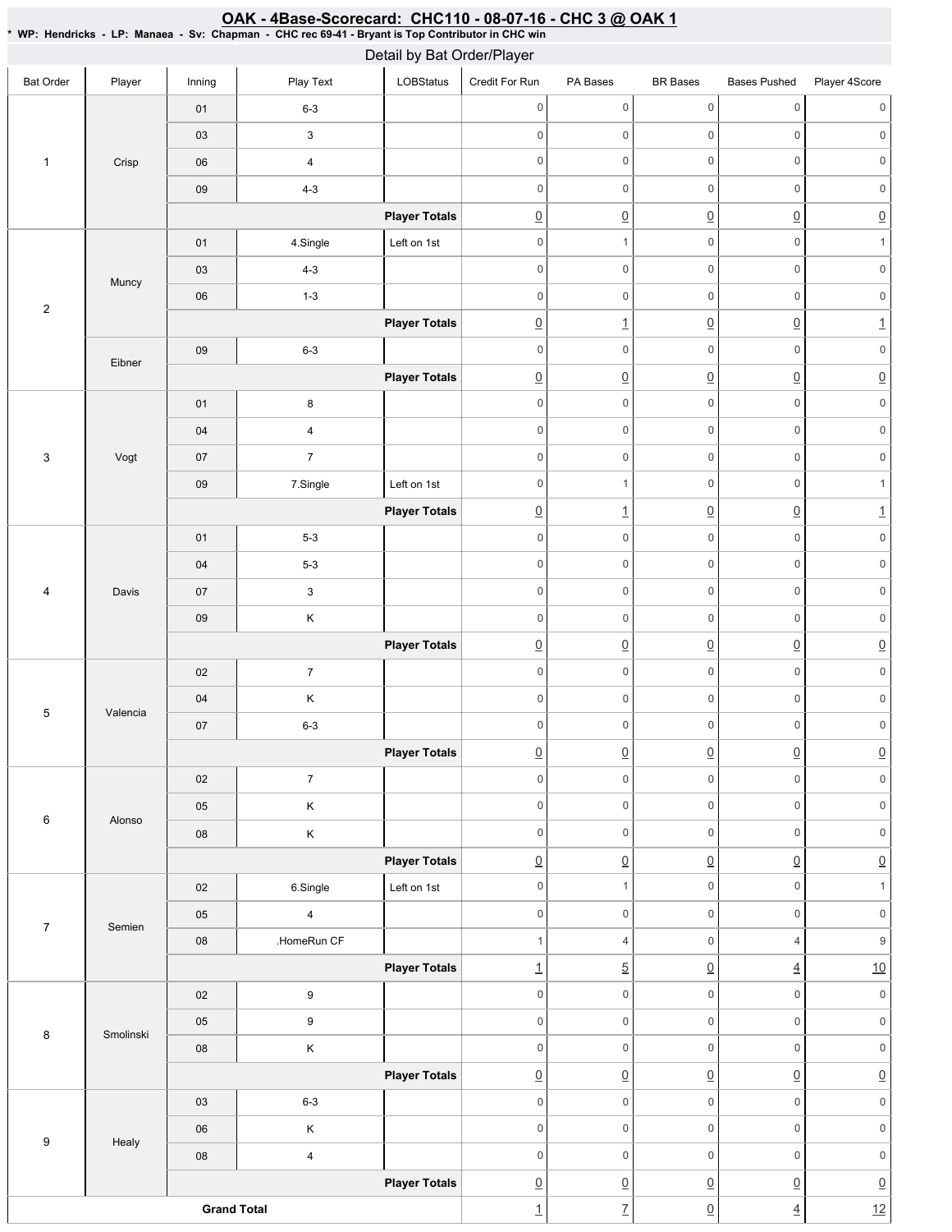# OAK - 4Base-Scorecard: CHC110 - 08-07-16 - CHC 3 @ OAK 1

**\* WP: Hendricks - LP: Manaea - Sv: Chapman - CHC rec 69-41 - Bryant is Top Contributor in CHC win**

## Detail by Bat Order/Player

| Bat Order | Player | Inning | Play Text | LOBStatus | Credit For Run | PA Bases | BR Bases | Bases Pushed | Player 4Score |
|---|---|---|---|---|---|---|---|---|---|
| 1 | Crisp | 01 | 6-3 | | 0 | 0 | 0 | 0 | 0 |
| | | 03 | 3 | | 0 | 0 | 0 | 0 | 0 |
| | | 06 | 4 | | 0 | 0 | 0 | 0 | 0 |
| | | 09 | 4-3 | | 0 | 0 | 0 | 0 | 0 |
| | | | | **Player Totals** | 0 | 0 | 0 | 0 | 0 |
| 2 | Muncy | 01 | 4.Single | Left on 1st | 0 | 1 | 0 | 0 | 1 |
| | | 03 | 4-3 | | 0 | 0 | 0 | 0 | 0 |
| | | 06 | 1-3 | | 0 | 0 | 0 | 0 | 0 |
| | | | | **Player Totals** | 0 | 1 | 0 | 0 | 1 |
| | Eibner | 09 | 6-3 | | 0 | 0 | 0 | 0 | 0 |
| | | | | **Player Totals** | 0 | 0 | 0 | 0 | 0 |
| 3 | Vogt | 01 | 8 | | 0 | 0 | 0 | 0 | 0 |
| | | 04 | 4 | | 0 | 0 | 0 | 0 | 0 |
| | | 07 | 7 | | 0 | 0 | 0 | 0 | 0 |
| | | 09 | 7.Single | Left on 1st | 0 | 1 | 0 | 0 | 1 |
| | | | | **Player Totals** | 0 | 1 | 0 | 0 | 1 |
| 4 | Davis | 01 | 5-3 | | 0 | 0 | 0 | 0 | 0 |
| | | 04 | 5-3 | | 0 | 0 | 0 | 0 | 0 |
| | | 07 | 3 | | 0 | 0 | 0 | 0 | 0 |
| | | 09 | K | | 0 | 0 | 0 | 0 | 0 |
| | | | | **Player Totals** | 0 | 0 | 0 | 0 | 0 |
| 5 | Valencia | 02 | 7 | | 0 | 0 | 0 | 0 | 0 |
| | | 04 | K | | 0 | 0 | 0 | 0 | 0 |
| | | 07 | 6-3 | | 0 | 0 | 0 | 0 | 0 |
| | | | | **Player Totals** | 0 | 0 | 0 | 0 | 0 |
| 6 | Alonso | 02 | 7 | | 0 | 0 | 0 | 0 | 0 |
| | | 05 | K | | 0 | 0 | 0 | 0 | 0 |
| | | 08 | K | | 0 | 0 | 0 | 0 | 0 |
| | | | | **Player Totals** | 0 | 0 | 0 | 0 | 0 |
| 7 | Semien | 02 | 6.Single | Left on 1st | 0 | 1 | 0 | 0 | 1 |
| | | 05 | 4 | | 0 | 0 | 0 | 0 | 0 |
| | | 08 | .HomeRun CF | | 1 | 4 | 0 | 4 | 9 |
| | | | | **Player Totals** | 1 | 5 | 0 | 4 | 10 |
| 8 | Smolinski | 02 | 9 | | 0 | 0 | 0 | 0 | 0 |
| | | 05 | 9 | | 0 | 0 | 0 | 0 | 0 |
| | | 08 | K | | 0 | 0 | 0 | 0 | 0 |
| | | | | **Player Totals** | 0 | 0 | 0 | 0 | 0 |
| 9 | Healy | 03 | 6-3 | | 0 | 0 | 0 | 0 | 0 |
| | | 06 | K | | 0 | 0 | 0 | 0 | 0 |
| | | 08 | 4 | | 0 | 0 | 0 | 0 | 0 |
| | | | | **Player Totals** | 0 | 0 | 0 | 0 | 0 |
| **Grand Total** | | | | | 1 | 7 | 0 | 4 | 12 |